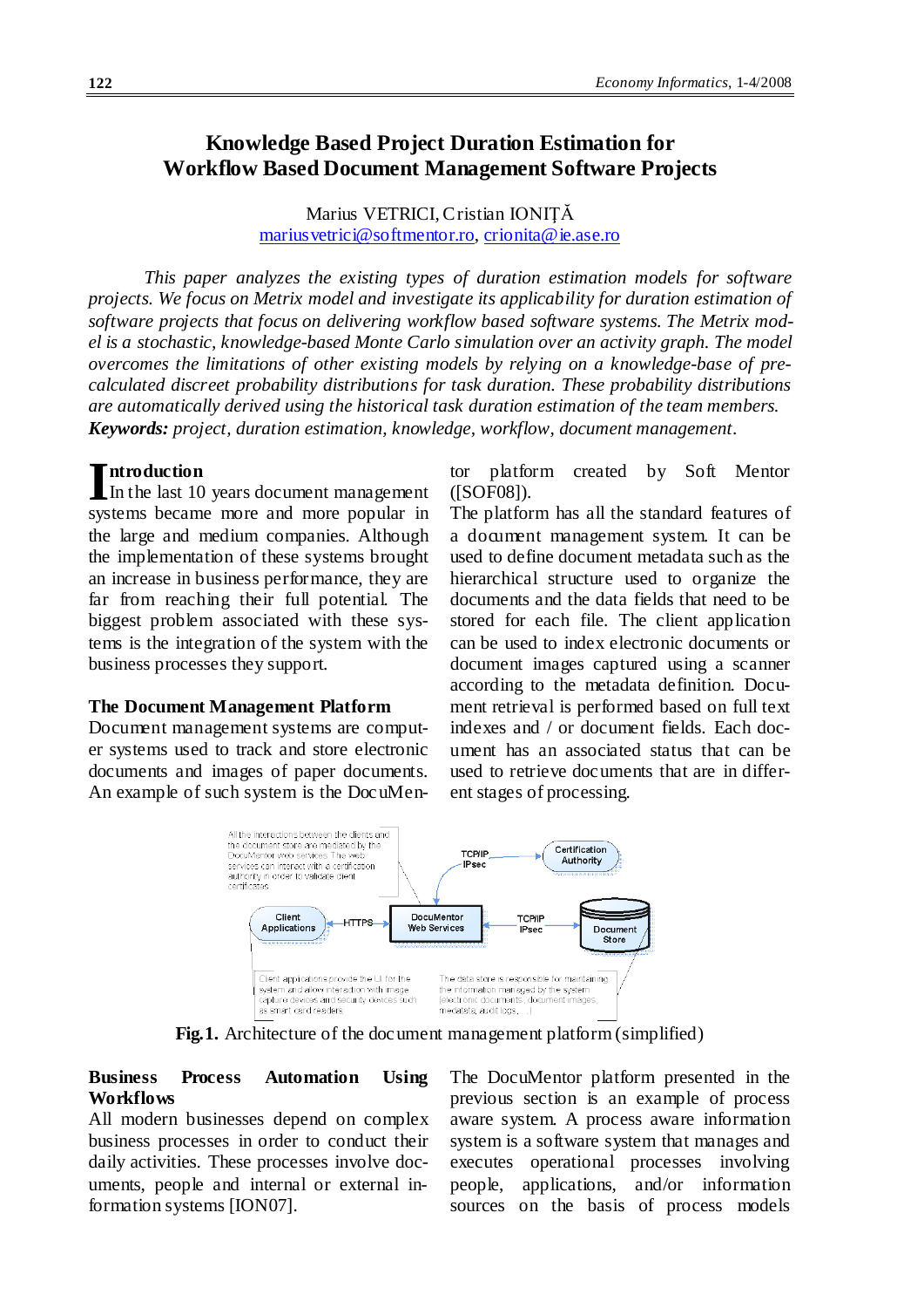# Knowledge Based Project Duration Estimation for Workflow Based Document Management Software Projects

Marius VETRICI, Cristian IONIȚĂ
mariusvetrici@softmentor.ro, crionita@ie.ase.ro

*This paper analyzes the existing types of duration estimation models for software projects. We focus on Metrix model and investigate its applicability for duration estimation of software projects that focus on delivering workflow based software systems. The Metrix model is a stochastic, knowledge-based Monte Carlo simulation over an activity graph. The model overcomes the limitations of other existing models by relying on a knowledge-base of pre-calculated discreet probability distributions for task duration. These probability distributions are automatically derived using the historical task duration estimation of the team members.*
***Keywords:*** *project, duration estimation, knowledge, workflow, document management.*

## Introduction

In the last 10 years document management systems became more and more popular in the large and medium companies. Although the implementation of these systems brought an increase in business performance, they are far from reaching their full potential. The biggest problem associated with these systems is the integration of the system with the business processes they support.

## The Document Management Platform

Document management systems are computer systems used to track and store electronic documents and images of paper documents. An example of such system is the DocuMentor platform created by Soft Mentor ([SOF08]).

The platform has all the standard features of a document management system. It can be used to define document metadata such as the hierarchical structure used to organize the documents and the data fields that need to be stored for each file. The client application can be used to index electronic documents or document images captured using a scanner according to the metadata definition. Document retrieval is performed based on full text indexes and / or document fields. Each document has an associated status that can be used to retrieve documents that are in different stages of processing.

**Fig.1.** Architecture of the document management platform (simplified)

## Business Process Automation Using Workflows

All modern businesses depend on complex business processes in order to conduct their daily activities. These processes involve documents, people and internal or external information systems [ION07].

The DocuMentor platform presented in the previous section is an example of process aware system. A process aware information system is a software system that manages and executes operational processes involving people, applications, and/or information sources on the basis of process models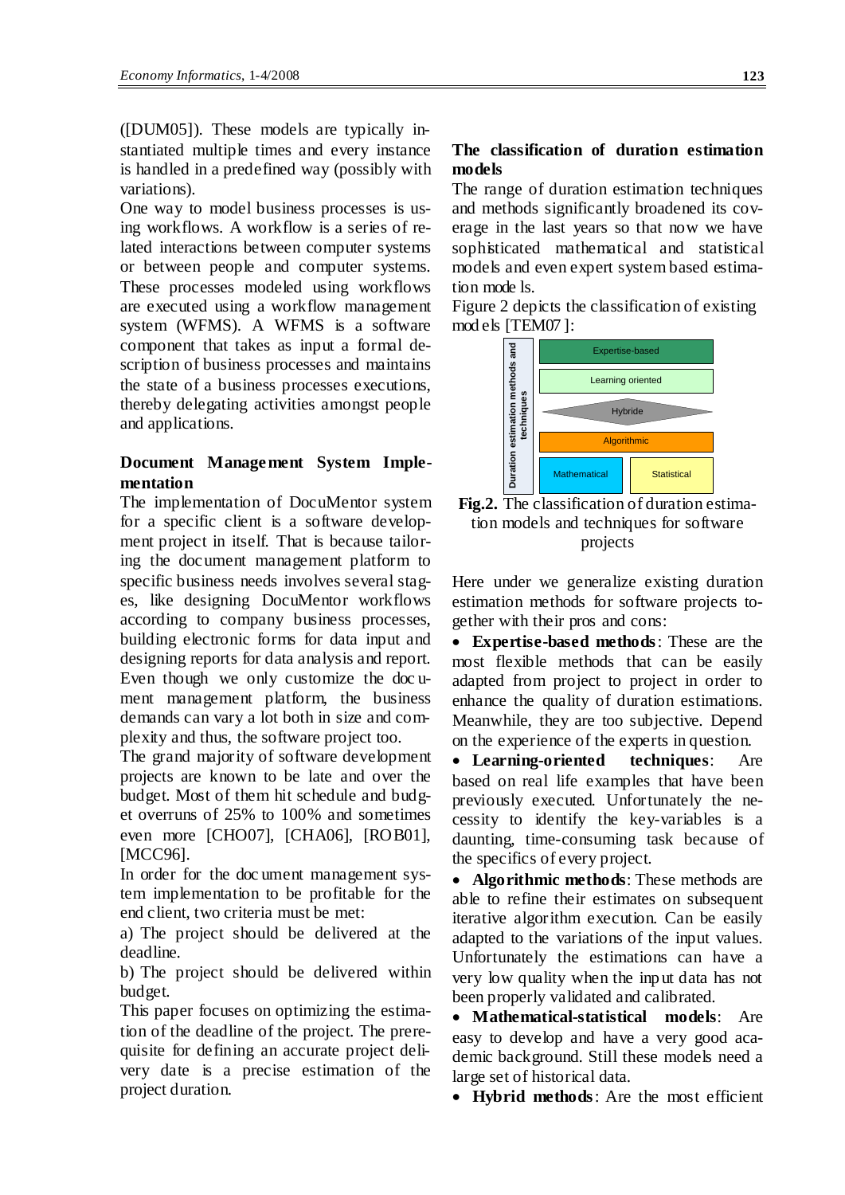([DUM05]). These models are typically instantiated multiple times and every instance is handled in a predefined way (possibly with variations).

One way to model business processes is using workflows. A workflow is a series of related interactions between computer systems or between people and computer systems. These processes modeled using workflows are executed using a workflow management system (WFMS). A WFMS is a software component that takes as input a formal description of business processes and maintains the state of a business processes executions, thereby delegating activities amongst people and applications.

## Document Management System Implementation

The implementation of DocuMentor system for a specific client is a software development project in itself. That is because tailoring the document management platform to specific business needs involves several stages, like designing DocuMentor workflows according to company business processes, building electronic forms for data input and designing reports for data analysis and report. Even though we only customize the document management platform, the business demands can vary a lot both in size and complexity and thus, the software project too.

The grand majority of software development projects are known to be late and over the budget. Most of them hit schedule and budget overruns of 25% to 100% and sometimes even more [CHO07], [CHA06], [ROB01], [MCC96].

In order for the document management system implementation to be profitable for the end client, two criteria must be met:

a) The project should be delivered at the deadline.

b) The project should be delivered within budget.

This paper focuses on optimizing the estimation of the deadline of the project. The prerequisite for defining an accurate project delivery date is a precise estimation of the project duration.

## The classification of duration estimation models

The range of duration estimation techniques and methods significantly broadened its coverage in the last years so that now we have sophisticated mathematical and statistical models and even expert system based estimation models.

Figure 2 depicts the classification of existing models [TEM07]:

| Duration estimation methods and techniques | | |
|---|---|---|
| | Expertise-based | |
| | Learning oriented | |
| | Hybride | |
| | Algorithmic | |
| | Mathematical | Statistical |

**Fig.2.** The classification of duration estimation models and techniques for software projects

Here under we generalize existing duration estimation methods for software projects together with their pros and cons:

- **Expertise-based methods**: These are the most flexible methods that can be easily adapted from project to project in order to enhance the quality of duration estimations. Meanwhile, they are too subjective. Depend on the experience of the experts in question.
- **Learning-oriented techniques**: Are based on real life examples that have been previously executed. Unfortunately the necessity to identify the key-variables is a daunting, time-consuming task because of the specifics of every project.
- **Algorithmic methods**: These methods are able to refine their estimates on subsequent iterative algorithm execution. Can be easily adapted to the variations of the input values. Unfortunately the estimations can have a very low quality when the input data has not been properly validated and calibrated.
- **Mathematical-statistical models**: Are easy to develop and have a very good academic background. Still these models need a large set of historical data.
- **Hybrid methods**: Are the most efficient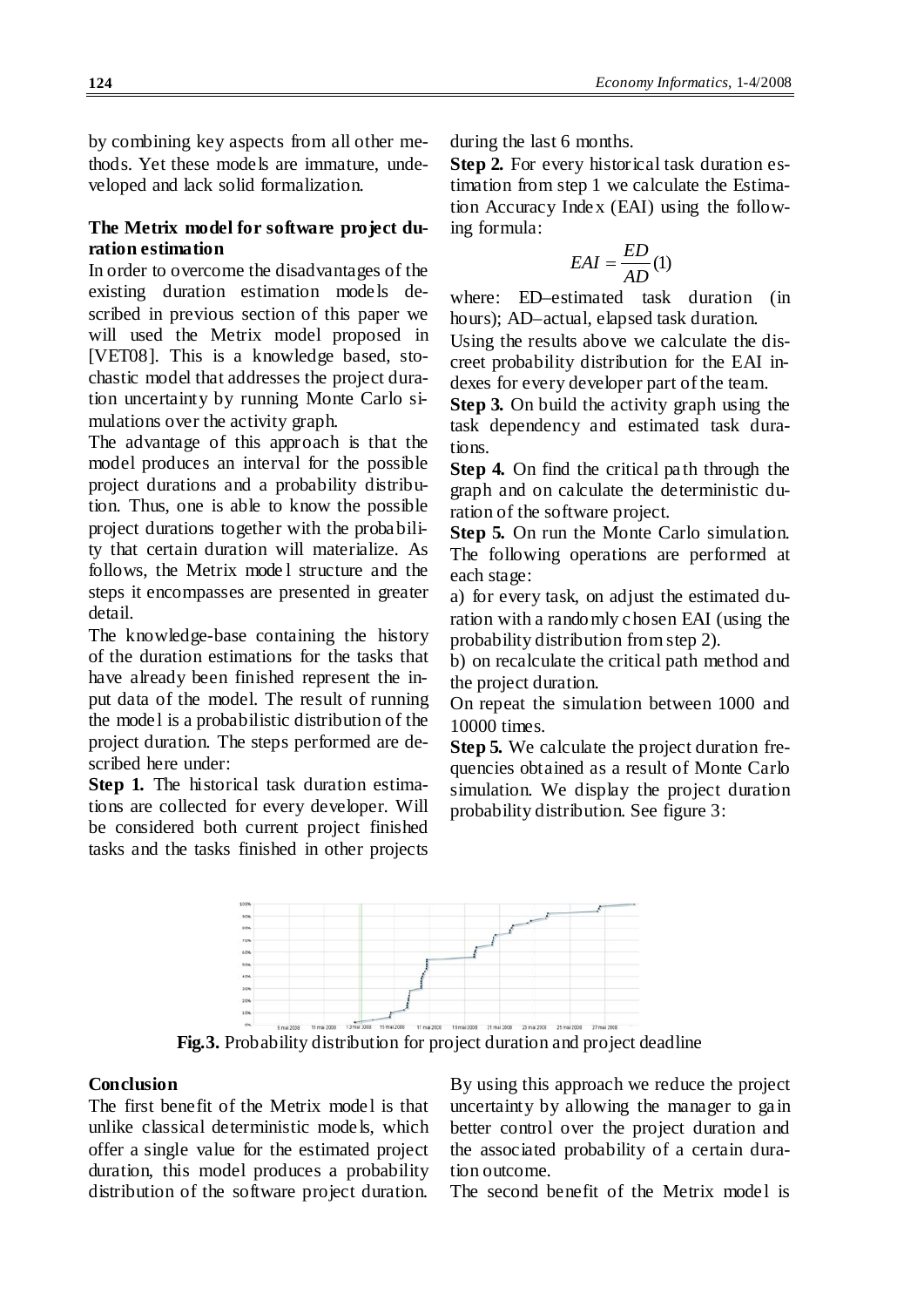by combining key aspects from all other methods. Yet these models are immature, undeveloped and lack solid formalization.

### The Metrix model for software project duration estimation

In order to overcome the disadvantages of the existing duration estimation models described in previous section of this paper we will used the Metrix model proposed in [VET08]. This is a knowledge based, stochastic model that addresses the project duration uncertainty by running Monte Carlo simulations over the activity graph.

The advantage of this approach is that the model produces an interval for the possible project durations and a probability distribution. Thus, one is able to know the possible project durations together with the probability that certain duration will materialize. As follows, the Metrix model structure and the steps it encompasses are presented in greater detail.

The knowledge-base containing the history of the duration estimations for the tasks that have already been finished represent the input data of the model. The result of running the model is a probabilistic distribution of the project duration. The steps performed are described here under:

**Step 1.** The historical task duration estimations are collected for every developer. Will be considered both current project finished tasks and the tasks finished in other projects during the last 6 months.

**Step 2.** For every historical task duration estimation from step 1 we calculate the Estimation Accuracy Index (EAI) using the following formula:

$$EAI = \frac{ED}{AD} \quad (1)$$

where: ED–estimated task duration (in hours); AD–actual, elapsed task duration.

Using the results above we calculate the discreet probability distribution for the EAI indexes for every developer part of the team.

**Step 3.** On build the activity graph using the task dependency and estimated task durations.

**Step 4.** On find the critical path through the graph and on calculate the deterministic duration of the software project.

**Step 5.** On run the Monte Carlo simulation. The following operations are performed at each stage:

a) for every task, on adjust the estimated duration with a randomly chosen EAI (using the probability distribution from step 2).

b) on recalculate the critical path method and the project duration.

On repeat the simulation between 1000 and 10000 times.

**Step 5.** We calculate the project duration frequencies obtained as a result of Monte Carlo simulation. We display the project duration probability distribution. See figure 3:

**Fig.3.** Probability distribution for project duration and project deadline

### Conclusion

The first benefit of the Metrix model is that unlike classical deterministic models, which offer a single value for the estimated project duration, this model produces a probability distribution of the software project duration. By using this approach we reduce the project uncertainty by allowing the manager to gain better control over the project duration and the associated probability of a certain duration outcome.

The second benefit of the Metrix model is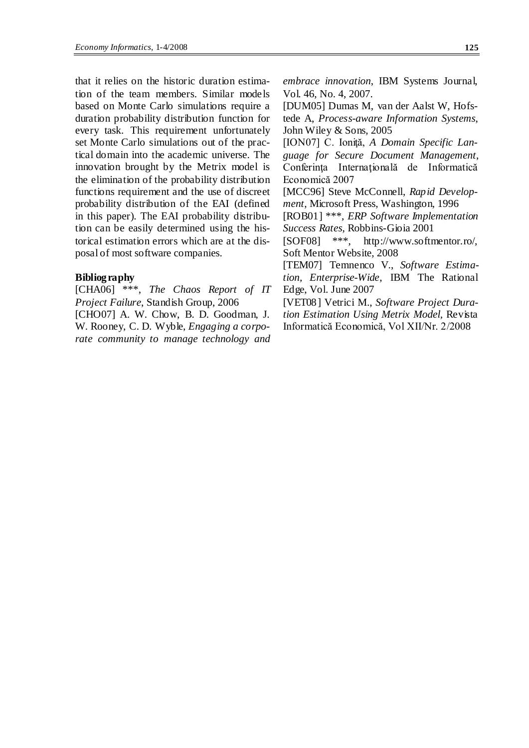that it relies on the historic duration estimation of the team members. Similar models based on Monte Carlo simulations require a duration probability distribution function for every task. This requirement unfortunately set Monte Carlo simulations out of the practical domain into the academic universe. The innovation brought by the Metrix model is the elimination of the probability distribution functions requirement and the use of discreet probability distribution of the EAI (defined in this paper). The EAI probability distribution can be easily determined using the historical estimation errors which are at the disposal of most software companies.

**Bibliography**

[CHA06] ***, *The Chaos Report of IT Project Failure*, Standish Group, 2006

[CHO07] A. W. Chow, B. D. Goodman, J. W. Rooney, C. D. Wyble, *Engaging a corporate community to manage technology and embrace innovation*, IBM Systems Journal, Vol. 46, No. 4, 2007.

[DUM05] Dumas M, van der Aalst W, Hofstede A, *Process-aware Information Systems*, John Wiley & Sons, 2005

[ION07] C. Ioniţă, *A Domain Specific Language for Secure Document Management*, Conferinţa Internaţională de Informatică Economică 2007

[MCC96] Steve McConnell, *Rapid Development*, Microsoft Press, Washington, 1996

[ROB01] ***, *ERP Software Implementation Success Rates*, Robbins-Gioia 2001

[SOF08] ***, http://www.softmentor.ro/, Soft Mentor Website, 2008

[TEM07] Temnenco V., *Software Estimation, Enterprise-Wide*, IBM The Rational Edge, Vol. June 2007

[VET08] Vetrici M., *Software Project Duration Estimation Using Metrix Model*, Revista Informatică Economică, Vol XII/Nr. 2/2008